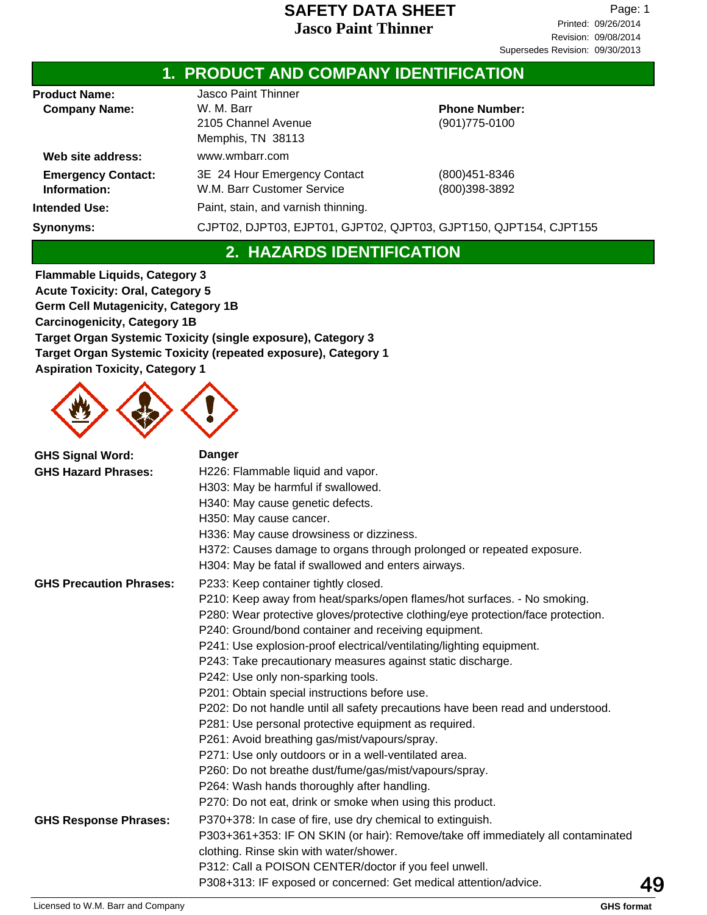# SAFETY DATA SHEET

## Jasco Paint Thinner

Printed: 09/26/2014
Revision: 09/08/2014
Supersedes Revision: 09/30/2013

## 1. PRODUCT AND COMPANY IDENTIFICATION

**Product Name:** Jasco Paint Thinner

**Company Name:** W. M. Barr
2105 Channel Avenue
Memphis, TN 38113

**Phone Number:** (901)775-0100

**Web site address:** www.wmbarr.com

**Emergency Contact: Information:**
3E 24 Hour Emergency Contact (800)451-8346
W.M. Barr Customer Service (800)398-3892

**Intended Use:** Paint, stain, and varnish thinning.

**Synonyms:** CJPT02, DJPT03, EJPT01, GJPT02, QJPT03, GJPT150, QJPT154, CJPT155

## 2. HAZARDS IDENTIFICATION

**Flammable Liquids, Category 3**
**Acute Toxicity: Oral, Category 5**
**Germ Cell Mutagenicity, Category 1B**
**Carcinogenicity, Category 1B**
**Target Organ Systemic Toxicity (single exposure), Category 3**
**Target Organ Systemic Toxicity (repeated exposure), Category 1**
**Aspiration Toxicity, Category 1**

**GHS Signal Word:** **Danger**

**GHS Hazard Phrases:**
H226: Flammable liquid and vapor.
H303: May be harmful if swallowed.
H340: May cause genetic defects.
H350: May cause cancer.
H336: May cause drowsiness or dizziness.
H372: Causes damage to organs through prolonged or repeated exposure.
H304: May be fatal if swallowed and enters airways.

**GHS Precaution Phrases:**
P233: Keep container tightly closed.
P210: Keep away from heat/sparks/open flames/hot surfaces. - No smoking.
P280: Wear protective gloves/protective clothing/eye protection/face protection.
P240: Ground/bond container and receiving equipment.
P241: Use explosion-proof electrical/ventilating/lighting equipment.
P243: Take precautionary measures against static discharge.
P242: Use only non-sparking tools.
P201: Obtain special instructions before use.
P202: Do not handle until all safety precautions have been read and understood.
P281: Use personal protective equipment as required.
P261: Avoid breathing gas/mist/vapours/spray.
P271: Use only outdoors or in a well-ventilated area.
P260: Do not breathe dust/fume/gas/mist/vapours/spray.
P264: Wash hands thoroughly after handling.
P270: Do not eat, drink or smoke when using this product.

**GHS Response Phrases:**
P370+378: In case of fire, use dry chemical to extinguish.
P303+361+353: IF ON SKIN (or hair): Remove/take off immediately all contaminated clothing. Rinse skin with water/shower.
P312: Call a POISON CENTER/doctor if you feel unwell.
P308+313: IF exposed or concerned: Get medical attention/advice.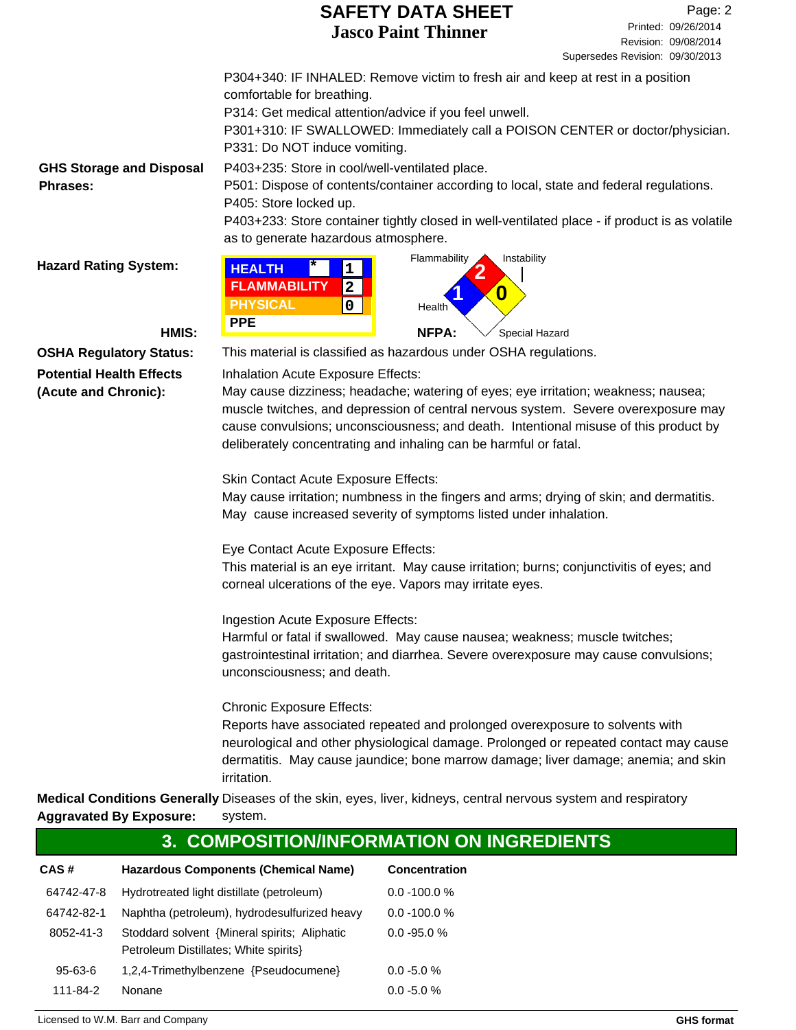P304+340: IF INHALED: Remove victim to fresh air and keep at rest in a position comfortable for breathing.
P314: Get medical attention/advice if you feel unwell.
P301+310: IF SWALLOWED: Immediately call a POISON CENTER or doctor/physician.
P331: Do NOT induce vomiting.

**GHS Storage and Disposal Phrases:**
P403+235: Store in cool/well-ventilated place.
P501: Dispose of contents/container according to local, state and federal regulations.
P405: Store locked up.
P403+233: Store container tightly closed in well-ventilated place - if product is as volatile as to generate hazardous atmosphere.

**Hazard Rating System:**

**HMIS:**

| | | |
|---|---|---|
| HEALTH | * | 1 |
| FLAMMABILITY | | 2 |
| PHYSICAL | | 0 |
| PPE | | |

**NFPA:**

| | |
|---|---|
| Flammability | 2 |
| Health | 1 |
| Instability | 0 |
| Special Hazard | |

**OSHA Regulatory Status:** This material is classified as hazardous under OSHA regulations.

**Potential Health Effects (Acute and Chronic):**

Inhalation Acute Exposure Effects:
May cause dizziness; headache; watering of eyes; eye irritation; weakness; nausea; muscle twitches, and depression of central nervous system. Severe overexposure may cause convulsions; unconsciousness; and death. Intentional misuse of this product by deliberately concentrating and inhaling can be harmful or fatal.

Skin Contact Acute Exposure Effects:
May cause irritation; numbness in the fingers and arms; drying of skin; and dermatitis. May cause increased severity of symptoms listed under inhalation.

Eye Contact Acute Exposure Effects:
This material is an eye irritant. May cause irritation; burns; conjunctivitis of eyes; and corneal ulcerations of the eye. Vapors may irritate eyes.

Ingestion Acute Exposure Effects:
Harmful or fatal if swallowed. May cause nausea; weakness; muscle twitches; gastrointestinal irritation; and diarrhea. Severe overexposure may cause convulsions; unconsciousness; and death.

Chronic Exposure Effects:
Reports have associated repeated and prolonged overexposure to solvents with neurological and other physiological damage. Prolonged or repeated contact may cause dermatitis. May cause jaundice; bone marrow damage; liver damage; anemia; and skin irritation.

**Medical Conditions Generally Aggravated By Exposure:** Diseases of the skin, eyes, liver, kidneys, central nervous system and respiratory system.

## 3. COMPOSITION/INFORMATION ON INGREDIENTS

| CAS # | Hazardous Components (Chemical Name) | Concentration |
|---|---|---|
| 64742-47-8 | Hydrotreated light distillate (petroleum) | 0.0 -100.0 % |
| 64742-82-1 | Naphtha (petroleum), hydrodesulfurized heavy | 0.0 -100.0 % |
| 8052-41-3 | Stoddard solvent {Mineral spirits; Aliphatic Petroleum Distillates; White spirits} | 0.0 -95.0 % |
| 95-63-6 | 1,2,4-Trimethylbenzene {Pseudocumene} | 0.0 -5.0 % |
| 111-84-2 | Nonane | 0.0 -5.0 % |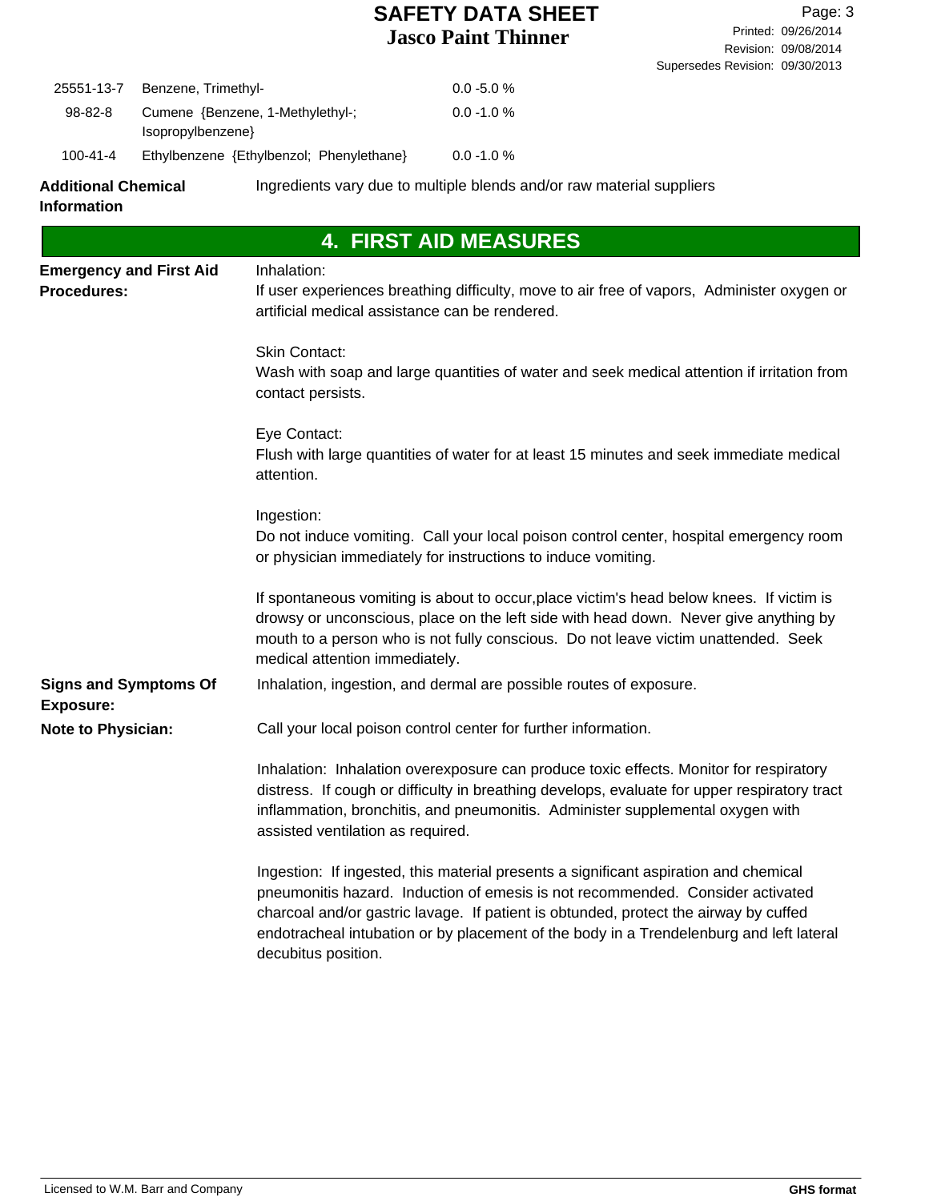| | | |
|---|---|---|
| 25551-13-7 | Benzene, Trimethyl- | 0.0 -5.0 % |
| 98-82-8 | Cumene {Benzene, 1-Methylethyl-; Isopropylbenzene} | 0.0 -1.0 % |
| 100-41-4 | Ethylbenzene {Ethylbenzol; Phenylethane} | 0.0 -1.0 % |

**Additional Chemical Information**

Ingredients vary due to multiple blends and/or raw material suppliers

## 4. FIRST AID MEASURES

**Emergency and First Aid Procedures:**

Inhalation:
If user experiences breathing difficulty, move to air free of vapors, Administer oxygen or artificial medical assistance can be rendered.

Skin Contact:
Wash with soap and large quantities of water and seek medical attention if irritation from contact persists.

Eye Contact:
Flush with large quantities of water for at least 15 minutes and seek immediate medical attention.

Ingestion:
Do not induce vomiting. Call your local poison control center, hospital emergency room or physician immediately for instructions to induce vomiting.

If spontaneous vomiting is about to occur,place victim's head below knees. If victim is drowsy or unconscious, place on the left side with head down. Never give anything by mouth to a person who is not fully conscious. Do not leave victim unattended. Seek medical attention immediately.

**Signs and Symptoms Of Exposure:**

Inhalation, ingestion, and dermal are possible routes of exposure.

**Note to Physician:**

Call your local poison control center for further information.

Inhalation: Inhalation overexposure can produce toxic effects. Monitor for respiratory distress. If cough or difficulty in breathing develops, evaluate for upper respiratory tract inflammation, bronchitis, and pneumonitis. Administer supplemental oxygen with assisted ventilation as required.

Ingestion: If ingested, this material presents a significant aspiration and chemical pneumonitis hazard. Induction of emesis is not recommended. Consider activated charcoal and/or gastric lavage. If patient is obtunded, protect the airway by cuffed endotracheal intubation or by placement of the body in a Trendelenburg and left lateral decubitus position.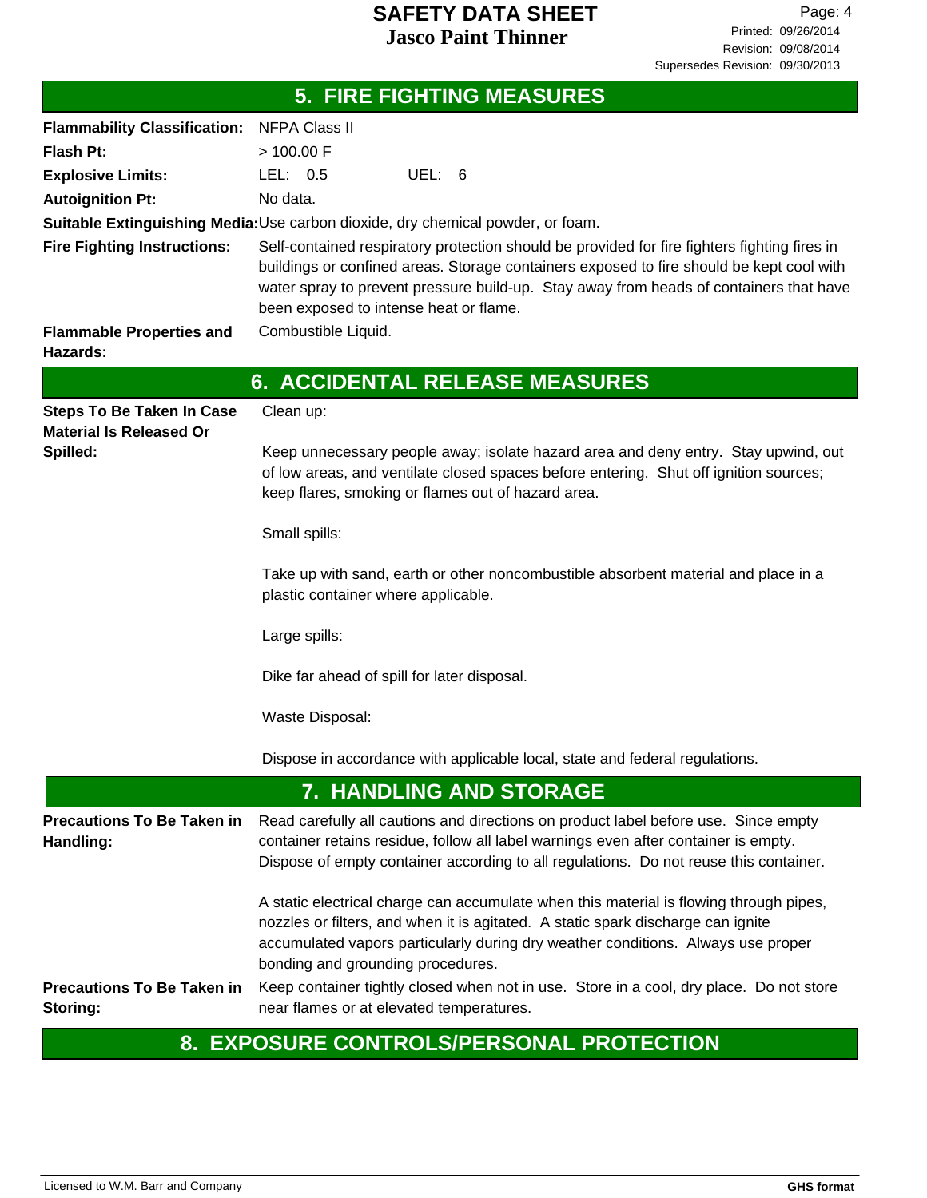## 5. FIRE FIGHTING MEASURES

**Flammability Classification:** NFPA Class II

**Flash Pt:** > 100.00 F

**Explosive Limits:** LEL: 0.5 UEL: 6

**Autoignition Pt:** No data.

**Suitable Extinguishing Media:** Use carbon dioxide, dry chemical powder, or foam.

**Fire Fighting Instructions:** Self-contained respiratory protection should be provided for fire fighters fighting fires in buildings or confined areas. Storage containers exposed to fire should be kept cool with water spray to prevent pressure build-up. Stay away from heads of containers that have been exposed to intense heat or flame.

**Flammable Properties and Hazards:** Combustible Liquid.

## 6. ACCIDENTAL RELEASE MEASURES

**Steps To Be Taken In Case Material Is Released Or Spilled:** Clean up:

Keep unnecessary people away; isolate hazard area and deny entry. Stay upwind, out of low areas, and ventilate closed spaces before entering. Shut off ignition sources; keep flares, smoking or flames out of hazard area.

Small spills:

Take up with sand, earth or other noncombustible absorbent material and place in a plastic container where applicable.

Large spills:

Dike far ahead of spill for later disposal.

Waste Disposal:

Dispose in accordance with applicable local, state and federal regulations.

## 7. HANDLING AND STORAGE

**Precautions To Be Taken in Handling:** Read carefully all cautions and directions on product label before use. Since empty container retains residue, follow all label warnings even after container is empty. Dispose of empty container according to all regulations. Do not reuse this container.

A static electrical charge can accumulate when this material is flowing through pipes, nozzles or filters, and when it is agitated. A static spark discharge can ignite accumulated vapors particularly during dry weather conditions. Always use proper bonding and grounding procedures.

**Precautions To Be Taken in Storing:** Keep container tightly closed when not in use. Store in a cool, dry place. Do not store near flames or at elevated temperatures.

## 8. EXPOSURE CONTROLS/PERSONAL PROTECTION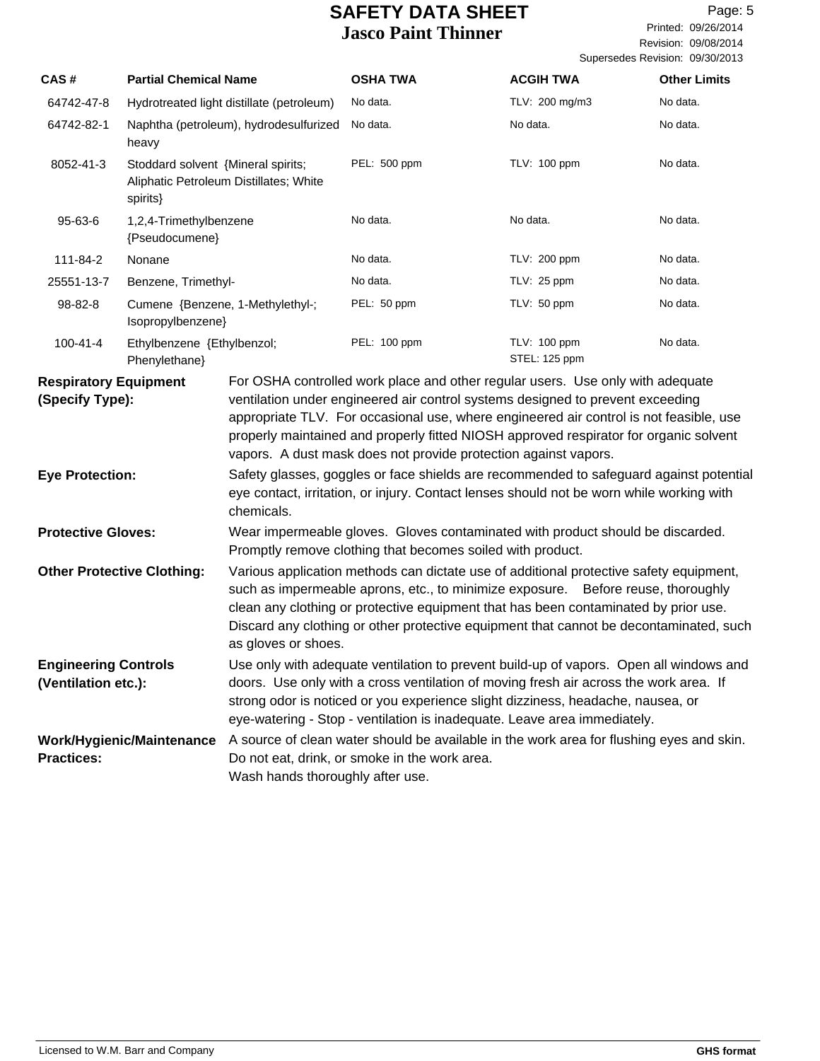| CAS # | Partial Chemical Name | OSHA TWA | ACGIH TWA | Other Limits |
|---|---|---|---|---|
| 64742-47-8 | Hydrotreated light distillate (petroleum) | No data. | TLV: 200 mg/m3 | No data. |
| 64742-82-1 | Naphtha (petroleum), hydrodesulfurized heavy | No data. | No data. | No data. |
| 8052-41-3 | Stoddard solvent {Mineral spirits; Aliphatic Petroleum Distillates; White spirits} | PEL: 500 ppm | TLV: 100 ppm | No data. |
| 95-63-6 | 1,2,4-Trimethylbenzene {Pseudocumene} | No data. | No data. | No data. |
| 111-84-2 | Nonane | No data. | TLV: 200 ppm | No data. |
| 25551-13-7 | Benzene, Trimethyl- | No data. | TLV: 25 ppm | No data. |
| 98-82-8 | Cumene {Benzene, 1-Methylethyl-; Isopropylbenzene} | PEL: 50 ppm | TLV: 50 ppm | No data. |
| 100-41-4 | Ethylbenzene {Ethylbenzol; Phenylethane} | PEL: 100 ppm | TLV: 100 ppm<br>STEL: 125 ppm | No data. |

**Respiratory Equipment (Specify Type):** For OSHA controlled work place and other regular users. Use only with adequate ventilation under engineered air control systems designed to prevent exceeding appropriate TLV. For occasional use, where engineered air control is not feasible, use properly maintained and properly fitted NIOSH approved respirator for organic solvent vapors. A dust mask does not provide protection against vapors.

**Eye Protection:** Safety glasses, goggles or face shields are recommended to safeguard against potential eye contact, irritation, or injury. Contact lenses should not be worn while working with chemicals.

**Protective Gloves:** Wear impermeable gloves. Gloves contaminated with product should be discarded. Promptly remove clothing that becomes soiled with product.

**Other Protective Clothing:** Various application methods can dictate use of additional protective safety equipment, such as impermeable aprons, etc., to minimize exposure. Before reuse, thoroughly clean any clothing or protective equipment that has been contaminated by prior use. Discard any clothing or other protective equipment that cannot be decontaminated, such as gloves or shoes.

**Engineering Controls (Ventilation etc.):** Use only with adequate ventilation to prevent build-up of vapors. Open all windows and doors. Use only with a cross ventilation of moving fresh air across the work area. If strong odor is noticed or you experience slight dizziness, headache, nausea, or eye-watering - Stop - ventilation is inadequate. Leave area immediately.

**Work/Hygienic/Maintenance Practices:** A source of clean water should be available in the work area for flushing eyes and skin. Do not eat, drink, or smoke in the work area.
Wash hands thoroughly after use.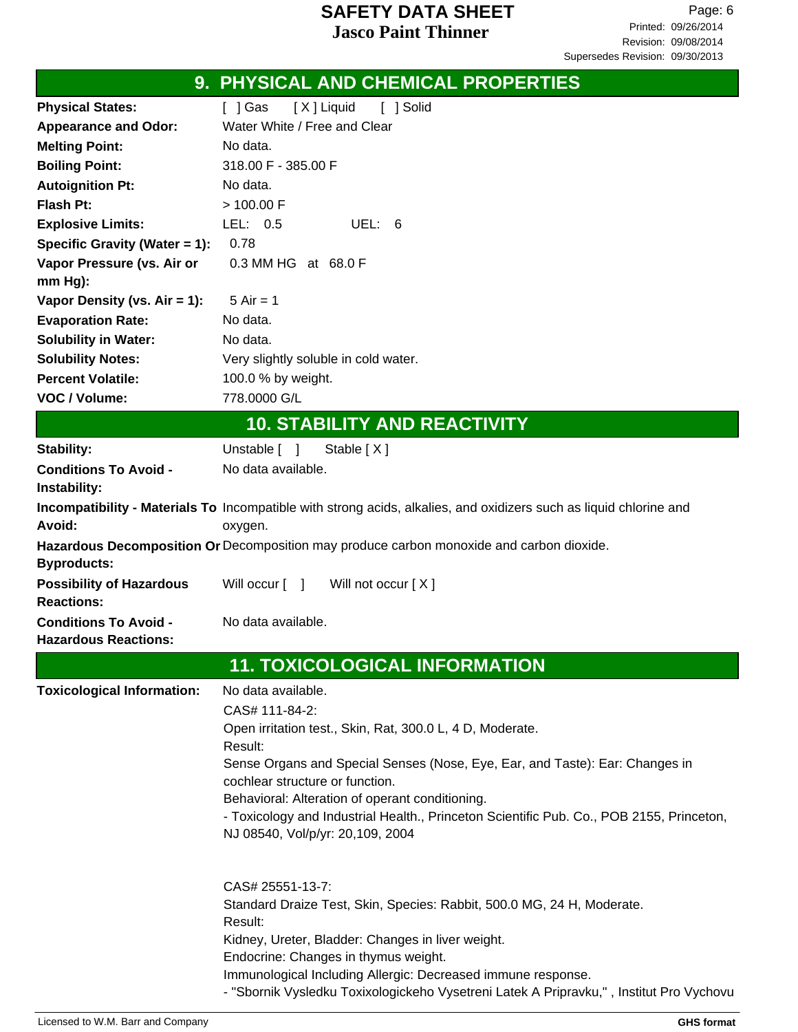## 9. PHYSICAL AND CHEMICAL PROPERTIES

| | |
|---|---|
| **Physical States:** | [ ] Gas [ X ] Liquid [ ] Solid |
| **Appearance and Odor:** | Water White / Free and Clear |
| **Melting Point:** | No data. |
| **Boiling Point:** | 318.00 F - 385.00 F |
| **Autoignition Pt:** | No data. |
| **Flash Pt:** | > 100.00 F |
| **Explosive Limits:** | LEL: 0.5 UEL: 6 |
| **Specific Gravity (Water = 1):** | 0.78 |
| **Vapor Pressure (vs. Air or mm Hg):** | 0.3 MM HG at 68.0 F |
| **Vapor Density (vs. Air = 1):** | 5 Air = 1 |
| **Evaporation Rate:** | No data. |
| **Solubility in Water:** | No data. |
| **Solubility Notes:** | Very slightly soluble in cold water. |
| **Percent Volatile:** | 100.0 % by weight. |
| **VOC / Volume:** | 778.0000 G/L |

## 10. STABILITY AND REACTIVITY

| | |
|---|---|
| **Stability:** | Unstable [ ] Stable [ X ] |
| **Conditions To Avoid - Instability:** | No data available. |
| **Incompatibility - Materials To Avoid:** | Incompatible with strong acids, alkalies, and oxidizers such as liquid chlorine and oxygen. |
| **Hazardous Decomposition Or Byproducts:** | Decomposition may produce carbon monoxide and carbon dioxide. |
| **Possibility of Hazardous Reactions:** | Will occur [ ] Will not occur [ X ] |
| **Conditions To Avoid - Hazardous Reactions:** | No data available. |

## 11. TOXICOLOGICAL INFORMATION

**Toxicological Information:** No data available.

CAS# 111-84-2:
Open irritation test., Skin, Rat, 300.0 L, 4 D, Moderate.
Result:
Sense Organs and Special Senses (Nose, Eye, Ear, and Taste): Ear: Changes in cochlear structure or function.
Behavioral: Alteration of operant conditioning.
- Toxicology and Industrial Health., Princeton Scientific Pub. Co., POB 2155, Princeton, NJ 08540, Vol/p/yr: 20,109, 2004

CAS# 25551-13-7:
Standard Draize Test, Skin, Species: Rabbit, 500.0 MG, 24 H, Moderate.
Result:
Kidney, Ureter, Bladder: Changes in liver weight.
Endocrine: Changes in thymus weight.
Immunological Including Allergic: Decreased immune response.
- "Sbornik Vysledku Toxixologickeho Vysetreni Latek A Pripravku," , Institut Pro Vychovu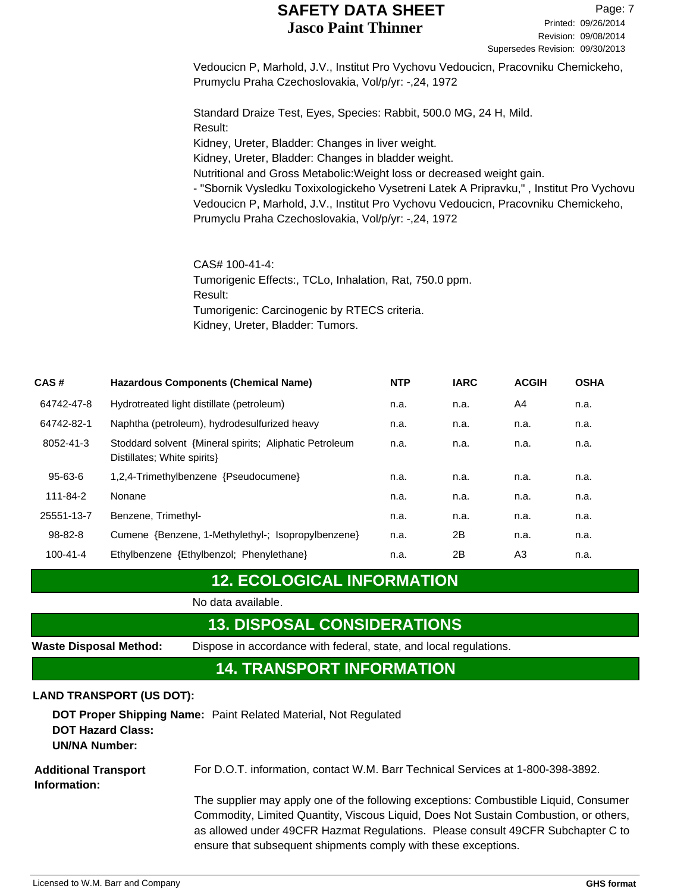Vedoucicn P, Marhold, J.V., Institut Pro Vychovu Vedoucicn, Pracovniku Chemickeho, Prumyclu Praha Czechoslovakia, Vol/p/yr: -,24, 1972

Standard Draize Test, Eyes, Species: Rabbit, 500.0 MG, 24 H, Mild.
Result:
Kidney, Ureter, Bladder: Changes in liver weight.
Kidney, Ureter, Bladder: Changes in bladder weight.
Nutritional and Gross Metabolic:Weight loss or decreased weight gain.
- "Sbornik Vysledku Toxixologickeho Vysetreni Latek A Pripravku," , Institut Pro Vychovu Vedoucicn P, Marhold, J.V., Institut Pro Vychovu Vedoucicn, Pracovniku Chemickeho, Prumyclu Praha Czechoslovakia, Vol/p/yr: -,24, 1972

CAS# 100-41-4:
Tumorigenic Effects:, TCLo, Inhalation, Rat, 750.0 ppm.
Result:
Tumorigenic: Carcinogenic by RTECS criteria.
Kidney, Ureter, Bladder: Tumors.

| CAS # | Hazardous Components (Chemical Name) | NTP | IARC | ACGIH | OSHA |
|---|---|---|---|---|---|
| 64742-47-8 | Hydrotreated light distillate (petroleum) | n.a. | n.a. | A4 | n.a. |
| 64742-82-1 | Naphtha (petroleum), hydrodesulfurized heavy | n.a. | n.a. | n.a. | n.a. |
| 8052-41-3 | Stoddard solvent {Mineral spirits; Aliphatic Petroleum Distillates; White spirits} | n.a. | n.a. | n.a. | n.a. |
| 95-63-6 | 1,2,4-Trimethylbenzene {Pseudocumene} | n.a. | n.a. | n.a. | n.a. |
| 111-84-2 | Nonane | n.a. | n.a. | n.a. | n.a. |
| 25551-13-7 | Benzene, Trimethyl- | n.a. | n.a. | n.a. | n.a. |
| 98-82-8 | Cumene {Benzene, 1-Methylethyl-; Isopropylbenzene} | n.a. | 2B | n.a. | n.a. |
| 100-41-4 | Ethylbenzene {Ethylbenzol; Phenylethane} | n.a. | 2B | A3 | n.a. |

## 12. ECOLOGICAL INFORMATION

No data available.

## 13. DISPOSAL CONSIDERATIONS

**Waste Disposal Method:** Dispose in accordance with federal, state, and local regulations.

## 14. TRANSPORT INFORMATION

**LAND TRANSPORT (US DOT):**

**DOT Proper Shipping Name:** Paint Related Material, Not Regulated
**DOT Hazard Class:**
**UN/NA Number:**

**Additional Transport Information:** For D.O.T. information, contact W.M. Barr Technical Services at 1-800-398-3892.

The supplier may apply one of the following exceptions: Combustible Liquid, Consumer Commodity, Limited Quantity, Viscous Liquid, Does Not Sustain Combustion, or others, as allowed under 49CFR Hazmat Regulations. Please consult 49CFR Subchapter C to ensure that subsequent shipments comply with these exceptions.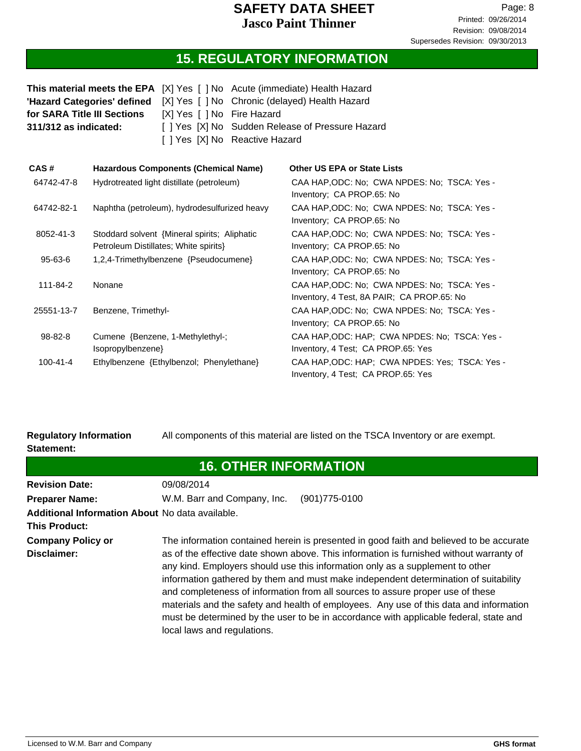## 15. REGULATORY INFORMATION

| | | |
|---|---|---|
| **This material meets the EPA 'Hazard Categories' defined for SARA Title III Sections 311/312 as indicated:** | [X] Yes [ ] No | Acute (immediate) Health Hazard |
| | [X] Yes [ ] No | Chronic (delayed) Health Hazard |
| | [X] Yes [ ] No | Fire Hazard |
| | [ ] Yes [X] No | Sudden Release of Pressure Hazard |
| | [ ] Yes [X] No | Reactive Hazard |

| CAS # | Hazardous Components (Chemical Name) | Other US EPA or State Lists |
|---|---|---|
| 64742-47-8 | Hydrotreated light distillate (petroleum) | CAA HAP,ODC: No; CWA NPDES: No; TSCA: Yes - Inventory; CA PROP.65: No |
| 64742-82-1 | Naphtha (petroleum), hydrodesulfurized heavy | CAA HAP,ODC: No; CWA NPDES: No; TSCA: Yes - Inventory; CA PROP.65: No |
| 8052-41-3 | Stoddard solvent {Mineral spirits; Aliphatic Petroleum Distillates; White spirits} | CAA HAP,ODC: No; CWA NPDES: No; TSCA: Yes - Inventory; CA PROP.65: No |
| 95-63-6 | 1,2,4-Trimethylbenzene {Pseudocumene} | CAA HAP,ODC: No; CWA NPDES: No; TSCA: Yes - Inventory; CA PROP.65: No |
| 111-84-2 | Nonane | CAA HAP,ODC: No; CWA NPDES: No; TSCA: Yes - Inventory, 4 Test, 8A PAIR; CA PROP.65: No |
| 25551-13-7 | Benzene, Trimethyl- | CAA HAP,ODC: No; CWA NPDES: No; TSCA: Yes - Inventory; CA PROP.65: No |
| 98-82-8 | Cumene {Benzene, 1-Methylethyl-; Isopropylbenzene} | CAA HAP,ODC: HAP; CWA NPDES: No; TSCA: Yes - Inventory, 4 Test; CA PROP.65: Yes |
| 100-41-4 | Ethylbenzene {Ethylbenzol; Phenylethane} | CAA HAP,ODC: HAP; CWA NPDES: Yes; TSCA: Yes - Inventory, 4 Test; CA PROP.65: Yes |

**Regulatory Information Statement:** All components of this material are listed on the TSCA Inventory or are exempt.

## 16. OTHER INFORMATION

**Revision Date:** 09/08/2014

**Preparer Name:** W.M. Barr and Company, Inc. (901)775-0100

**Additional Information About This Product:** No data available.

**Company Policy or Disclaimer:** The information contained herein is presented in good faith and believed to be accurate as of the effective date shown above. This information is furnished without warranty of any kind. Employers should use this information only as a supplement to other information gathered by them and must make independent determination of suitability and completeness of information from all sources to assure proper use of these materials and the safety and health of employees. Any use of this data and information must be determined by the user to be in accordance with applicable federal, state and local laws and regulations.